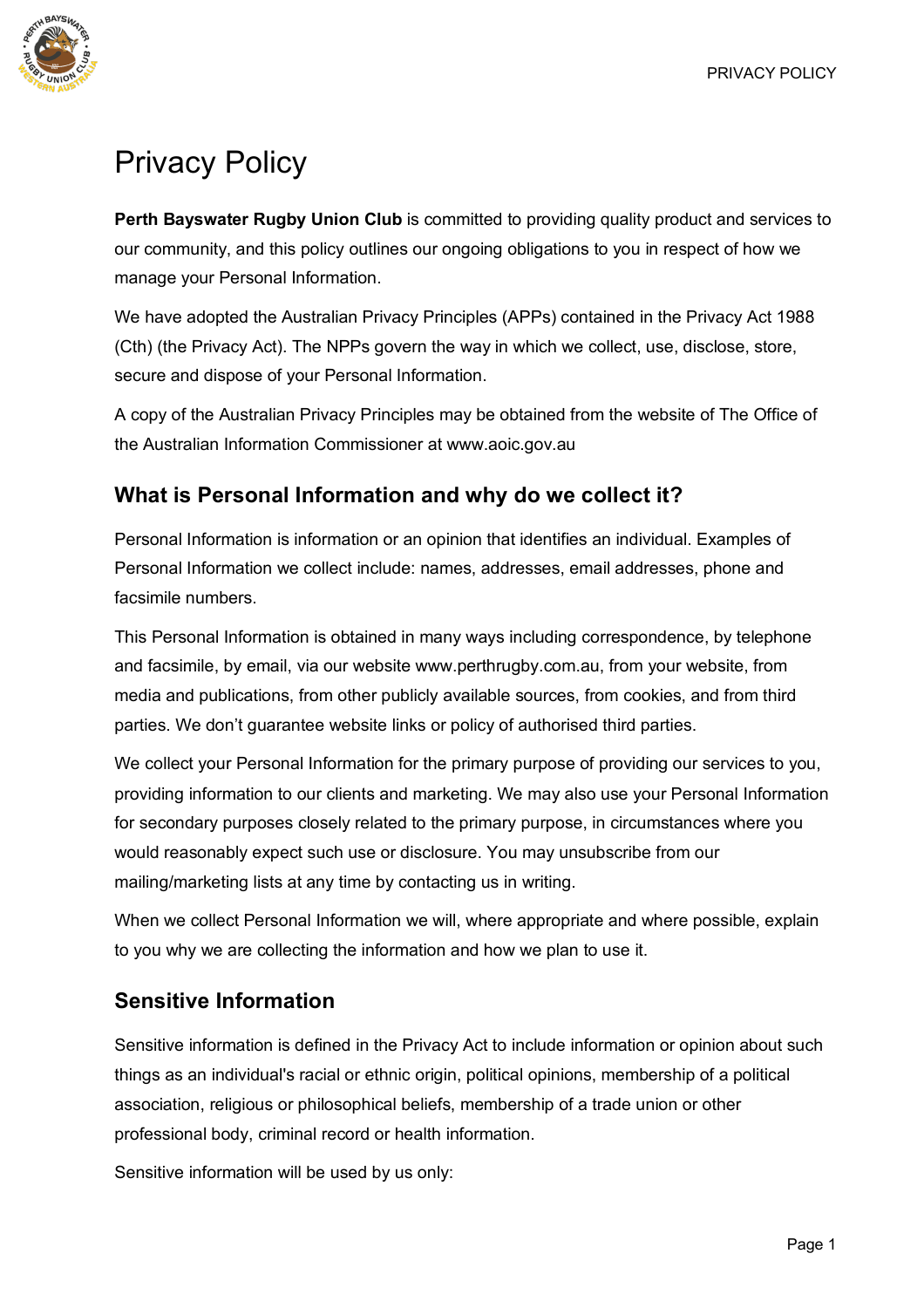# Privacy Policy

**Perth Bayswater Rugby Union Club** is committed to providing quality product and services to our community, and this policy outlines our ongoing obligations to you in respect of how we manage your Personal Information.

We have adopted the Australian Privacy Principles (APPs) contained in the Privacy Act 1988 (Cth) (the Privacy Act). The NPPs govern the way in which we collect, use, disclose, store, secure and dispose of your Personal Information.

A copy of the Australian Privacy Principles may be obtained from the website of The Office of the Australian Information Commissioner at www.aoic.gov.au

## What is Personal Information and why do we collect it?

Personal Information is information or an opinion that identifies an individual. Examples of Personal Information we collect include: names, addresses, email addresses, phone and facsimile numbers.

This Personal Information is obtained in many ways including correspondence, by telephone and facsimile, by email, via our website www.perthrugby.com.au, from your website, from media and publications, from other publicly available sources, from cookies, and from third parties. We don't guarantee website links or policy of authorised third parties.

We collect your Personal Information for the primary purpose of providing our services to you, providing information to our clients and marketing. We may also use your Personal Information for secondary purposes closely related to the primary purpose, in circumstances where you would reasonably expect such use or disclosure. You may unsubscribe from our mailing/marketing lists at any time by contacting us in writing.

When we collect Personal Information we will, where appropriate and where possible, explain to you why we are collecting the information and how we plan to use it.

## Sensitive Information

Sensitive information is defined in the Privacy Act to include information or opinion about such things as an individual's racial or ethnic origin, political opinions, membership of a political association, religious or philosophical beliefs, membership of a trade union or other professional body, criminal record or health information.

Sensitive information will be used by us only: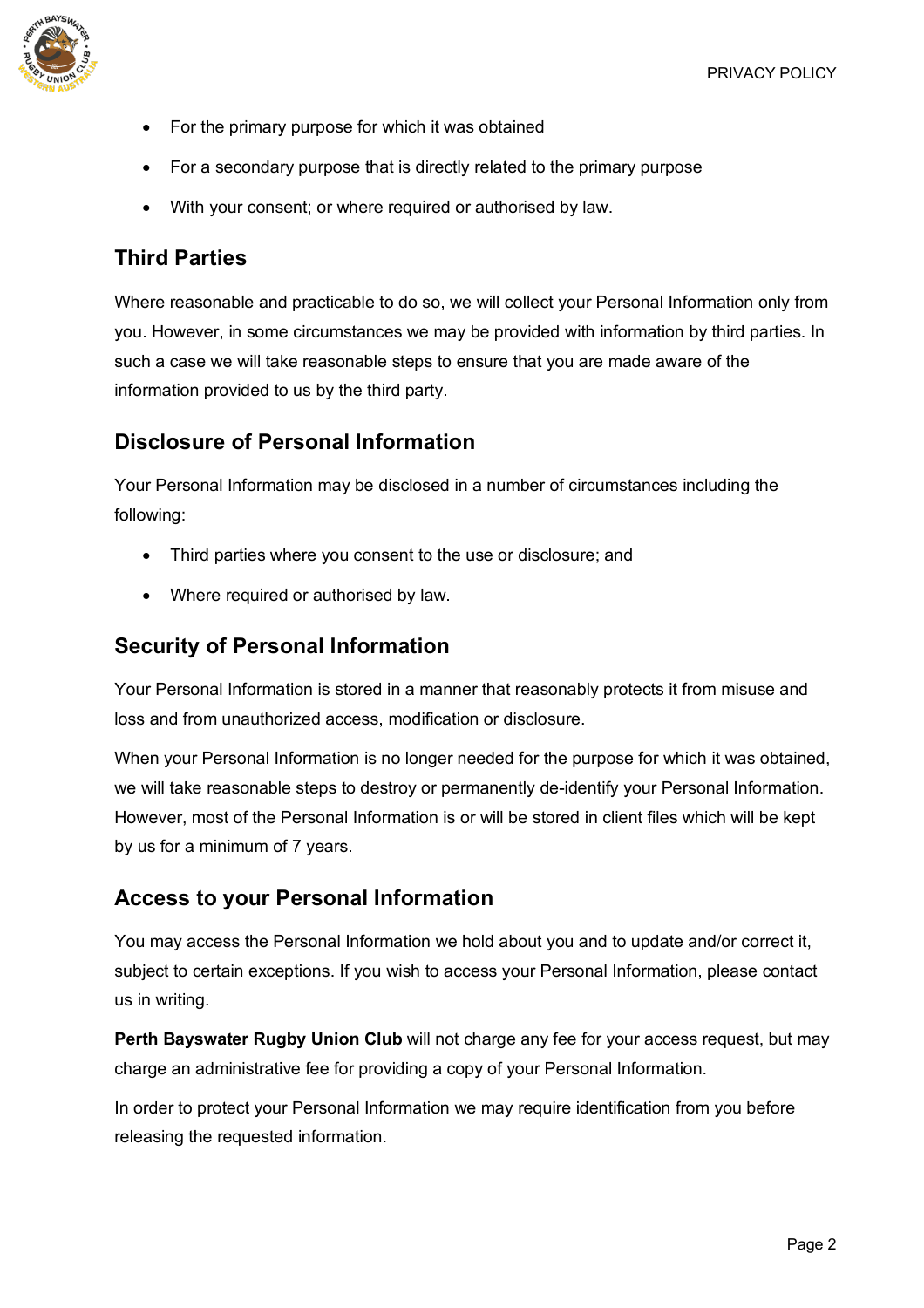- For the primary purpose for which it was obtained
- For a secondary purpose that is directly related to the primary purpose
- With your consent; or where required or authorised by law.

## Third Parties

Where reasonable and practicable to do so, we will collect your Personal Information only from you. However, in some circumstances we may be provided with information by third parties. In such a case we will take reasonable steps to ensure that you are made aware of the information provided to us by the third party.

## Disclosure of Personal Information

Your Personal Information may be disclosed in a number of circumstances including the following:

- Third parties where you consent to the use or disclosure; and
- Where required or authorised by law.

## Security of Personal Information

Your Personal Information is stored in a manner that reasonably protects it from misuse and loss and from unauthorized access, modification or disclosure.

When your Personal Information is no longer needed for the purpose for which it was obtained, we will take reasonable steps to destroy or permanently de-identify your Personal Information. However, most of the Personal Information is or will be stored in client files which will be kept by us for a minimum of 7 years.

## Access to your Personal Information

You may access the Personal Information we hold about you and to update and/or correct it, subject to certain exceptions. If you wish to access your Personal Information, please contact us in writing.

**Perth Bayswater Rugby Union Club** will not charge any fee for your access request, but may charge an administrative fee for providing a copy of your Personal Information.

In order to protect your Personal Information we may require identification from you before releasing the requested information.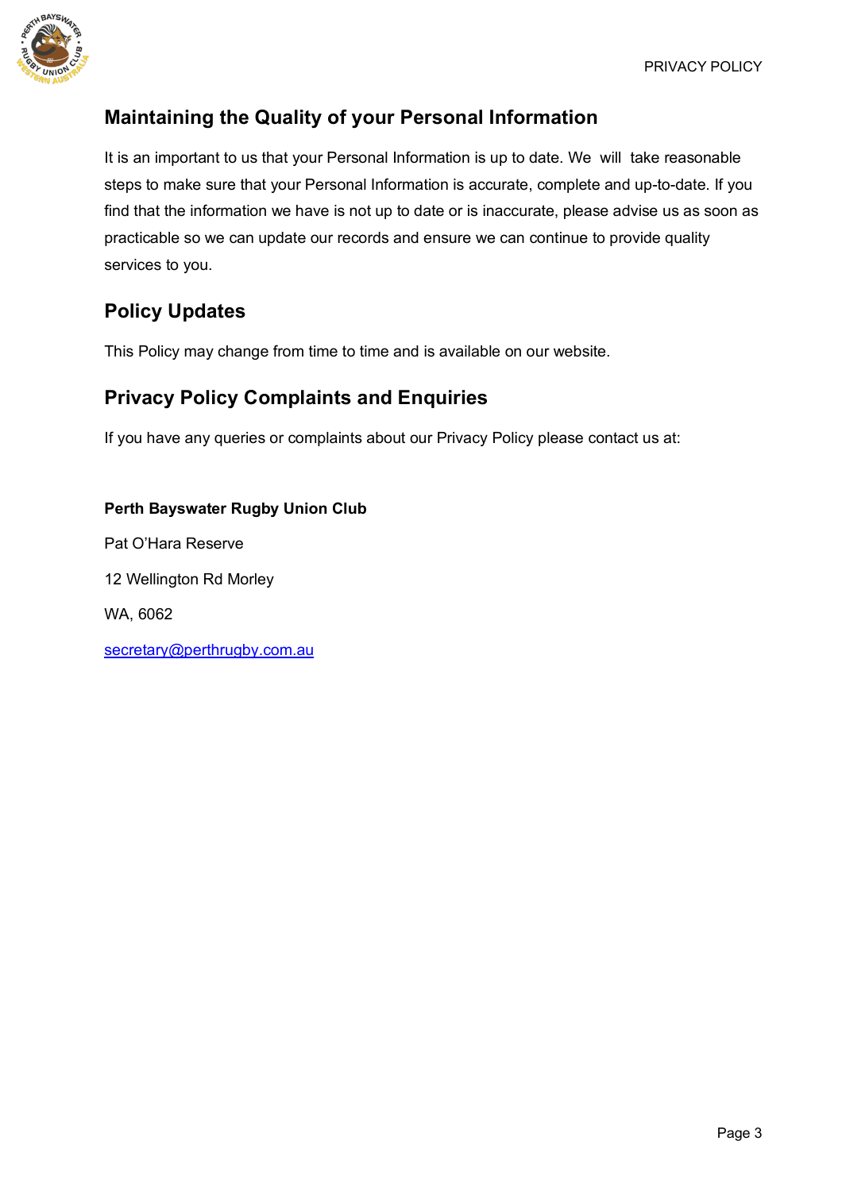## Maintaining the Quality of your Personal Information

It is an important to us that your Personal Information is up to date. We will take reasonable steps to make sure that your Personal Information is accurate, complete and up-to-date. If you find that the information we have is not up to date or is inaccurate, please advise us as soon as practicable so we can update our records and ensure we can continue to provide quality services to you.

## Policy Updates

This Policy may change from time to time and is available on our website.

## Privacy Policy Complaints and Enquiries

If you have any queries or complaints about our Privacy Policy please contact us at:

**Perth Bayswater Rugby Union Club**

Pat O'Hara Reserve

12 Wellington Rd Morley

WA, 6062

secretary@perthrugby.com.au